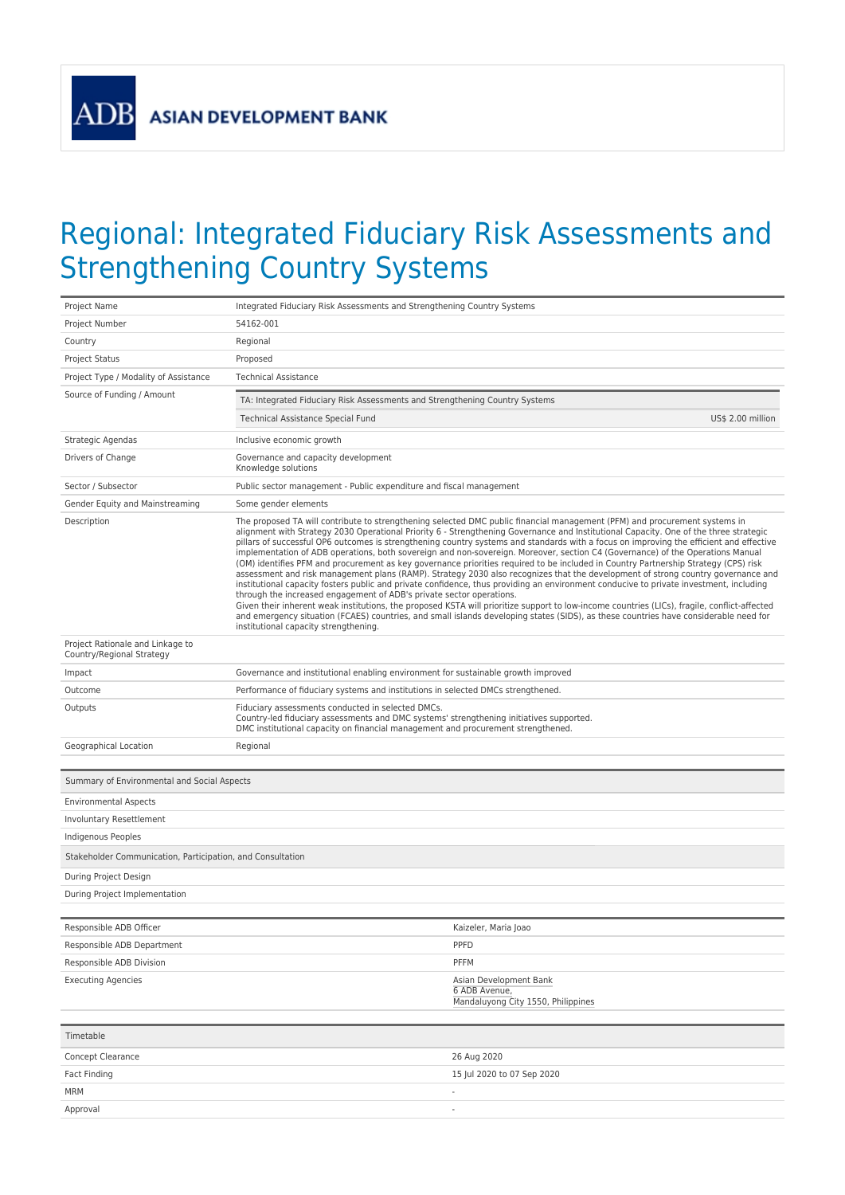ADB ASIAN DEVELOPMENT BANK

# Regional: Integrated Fiduciary Risk Assessments and Strengthening Country Systems

| | |
|---|---|
| Project Name | Integrated Fiduciary Risk Assessments and Strengthening Country Systems |
| Project Number | 54162-001 |
| Country | Regional |
| Project Status | Proposed |
| Project Type / Modality of Assistance | Technical Assistance |
| Source of Funding / Amount | TA: Integrated Fiduciary Risk Assessments and Strengthening Country Systems<br>Technical Assistance Special Fund — US$ 2.00 million |
| Strategic Agendas | Inclusive economic growth |
| Drivers of Change | Governance and capacity development<br>Knowledge solutions |
| Sector / Subsector | Public sector management - Public expenditure and fiscal management |
| Gender Equity and Mainstreaming | Some gender elements |
| Description | The proposed TA will contribute to strengthening selected DMC public financial management (PFM) and procurement systems in alignment with Strategy 2030 Operational Priority 6 - Strengthening Governance and Institutional Capacity. One of the three strategic pillars of successful OP6 outcomes is strengthening country systems and standards with a focus on improving the efficient and effective implementation of ADB operations, both sovereign and non-sovereign. Moreover, section C4 (Governance) of the Operations Manual (OM) identifies PFM and procurement as key governance priorities required to be included in Country Partnership Strategy (CPS) risk assessment and risk management plans (RAMP). Strategy 2030 also recognizes that the development of strong country governance and institutional capacity fosters public and private confidence, thus providing an environment conducive to private investment, including through the increased engagement of ADB's private sector operations.<br>Given their inherent weak institutions, the proposed KSTA will prioritize support to low-income countries (LICs), fragile, conflict-affected and emergency situation (FCAES) countries, and small islands developing states (SIDS), as these countries have considerable need for institutional capacity strengthening. |
| Project Rationale and Linkage to Country/Regional Strategy | |
| Impact | Governance and institutional enabling environment for sustainable growth improved |
| Outcome | Performance of fiduciary systems and institutions in selected DMCs strengthened. |
| Outputs | Fiduciary assessments conducted in selected DMCs.<br>Country-led fiduciary assessments and DMC systems' strengthening initiatives supported.<br>DMC institutional capacity on financial management and procurement strengthened. |
| Geographical Location | Regional |

| Summary of Environmental and Social Aspects |
|---|
| Environmental Aspects |
| Involuntary Resettlement |
| Indigenous Peoples |

| Stakeholder Communication, Participation, and Consultation |
|---|
| During Project Design |
| During Project Implementation |

| | |
|---|---|
| Responsible ADB Officer | Kaizeler, Maria Joao |
| Responsible ADB Department | PPFD |
| Responsible ADB Division | PFFM |
| Executing Agencies | Asian Development Bank<br>6 ADB Avenue,<br>Mandaluyong City 1550, Philippines |

| Timetable | |
|---|---|
| Concept Clearance | 26 Aug 2020 |
| Fact Finding | 15 Jul 2020 to 07 Sep 2020 |
| MRM | - |
| Approval | - |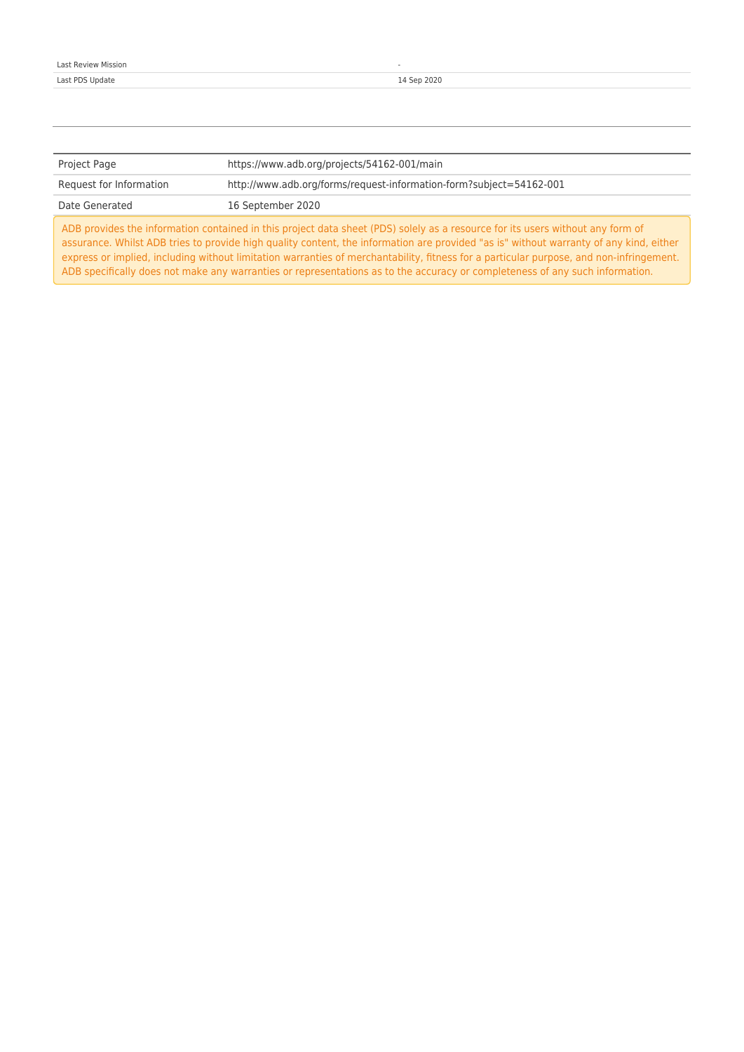| | |
|---|---|
| Last Review Mission | - |
| Last PDS Update | 14 Sep 2020 |

---

| | |
|---|---|
| Project Page | https://www.adb.org/projects/54162-001/main |
| Request for Information | http://www.adb.org/forms/request-information-form?subject=54162-001 |
| Date Generated | 16 September 2020 |

ADB provides the information contained in this project data sheet (PDS) solely as a resource for its users without any form of assurance. Whilst ADB tries to provide high quality content, the information are provided "as is" without warranty of any kind, either express or implied, including without limitation warranties of merchantability, fitness for a particular purpose, and non-infringement. ADB specifically does not make any warranties or representations as to the accuracy or completeness of any such information.